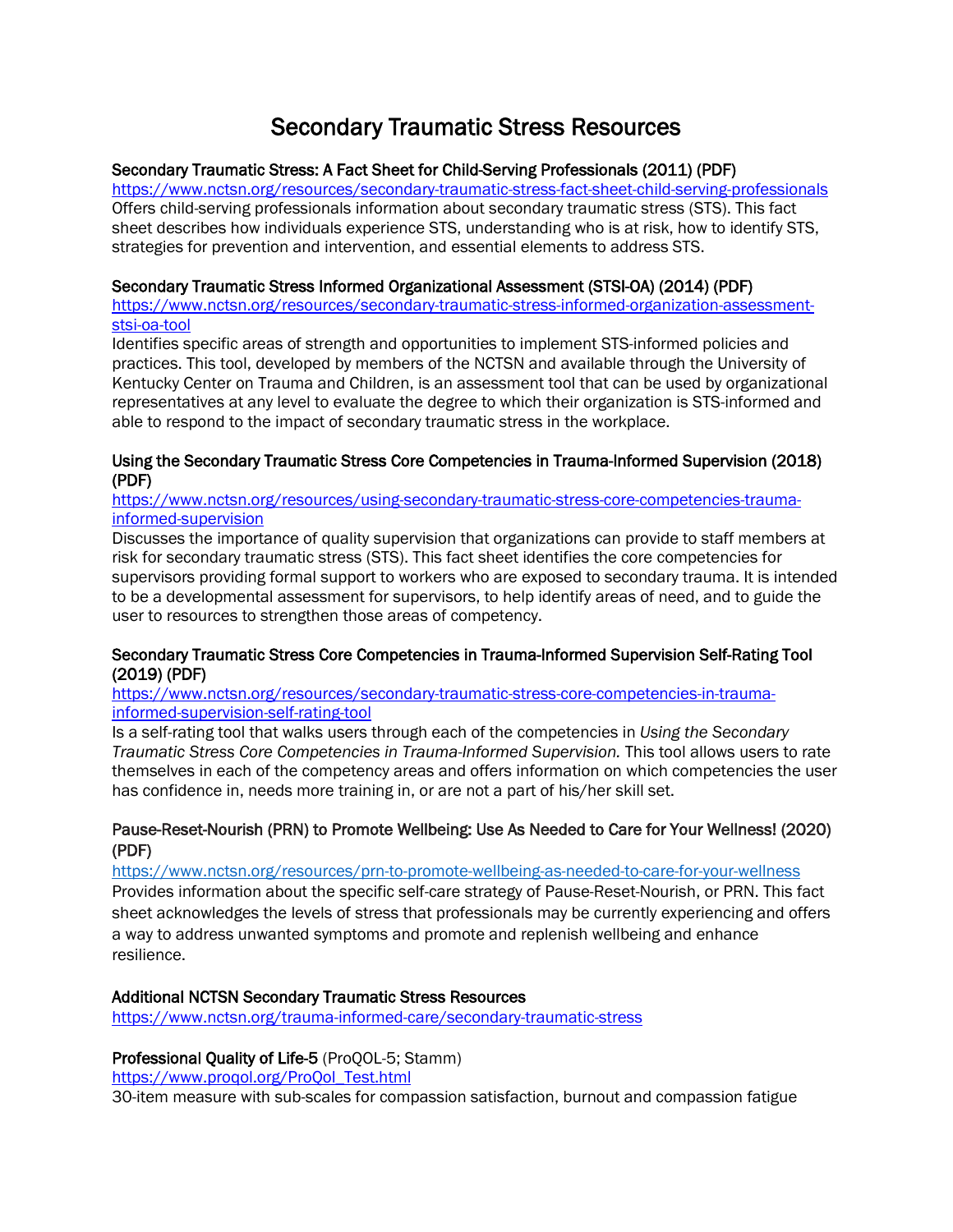# Secondary Traumatic Stress Resources

**Secondary Traumatic Stress: A Fact Sheet for Child-Serving Professionals (2011) (PDF)**
https://www.nctsn.org/resources/secondary-traumatic-stress-fact-sheet-child-serving-professionals
Offers child-serving professionals information about secondary traumatic stress (STS). This fact sheet describes how individuals experience STS, understanding who is at risk, how to identify STS, strategies for prevention and intervention, and essential elements to address STS.

**Secondary Traumatic Stress Informed Organizational Assessment (STSI-OA) (2014) (PDF)**
https://www.nctsn.org/resources/secondary-traumatic-stress-informed-organization-assessment-stsi-oa-tool
Identifies specific areas of strength and opportunities to implement STS-informed policies and practices. This tool, developed by members of the NCTSN and available through the University of Kentucky Center on Trauma and Children, is an assessment tool that can be used by organizational representatives at any level to evaluate the degree to which their organization is STS-informed and able to respond to the impact of secondary traumatic stress in the workplace.

**Using the Secondary Traumatic Stress Core Competencies in Trauma-Informed Supervision (2018) (PDF)**
https://www.nctsn.org/resources/using-secondary-traumatic-stress-core-competencies-trauma-informed-supervision
Discusses the importance of quality supervision that organizations can provide to staff members at risk for secondary traumatic stress (STS). This fact sheet identifies the core competencies for supervisors providing formal support to workers who are exposed to secondary trauma. It is intended to be a developmental assessment for supervisors, to help identify areas of need, and to guide the user to resources to strengthen those areas of competency.

**Secondary Traumatic Stress Core Competencies in Trauma-Informed Supervision Self-Rating Tool (2019) (PDF)**
https://www.nctsn.org/resources/secondary-traumatic-stress-core-competencies-in-trauma-informed-supervision-self-rating-tool
Is a self-rating tool that walks users through each of the competencies in *Using the Secondary Traumatic Stress Core Competencies in Trauma-Informed Supervision.* This tool allows users to rate themselves in each of the competency areas and offers information on which competencies the user has confidence in, needs more training in, or are not a part of his/her skill set.

**Pause-Reset-Nourish (PRN) to Promote Wellbeing: Use As Needed to Care for Your Wellness! (2020) (PDF)**
https://www.nctsn.org/resources/prn-to-promote-wellbeing-as-needed-to-care-for-your-wellness
Provides information about the specific self-care strategy of Pause-Reset-Nourish, or PRN. This fact sheet acknowledges the levels of stress that professionals may be currently experiencing and offers a way to address unwanted symptoms and promote and replenish wellbeing and enhance resilience.

**Additional NCTSN Secondary Traumatic Stress Resources**
https://www.nctsn.org/trauma-informed-care/secondary-traumatic-stress

**Professional Quality of Life-5** (ProQOL-5; Stamm)
https://www.proqol.org/ProQol_Test.html
30-item measure with sub-scales for compassion satisfaction, burnout and compassion fatigue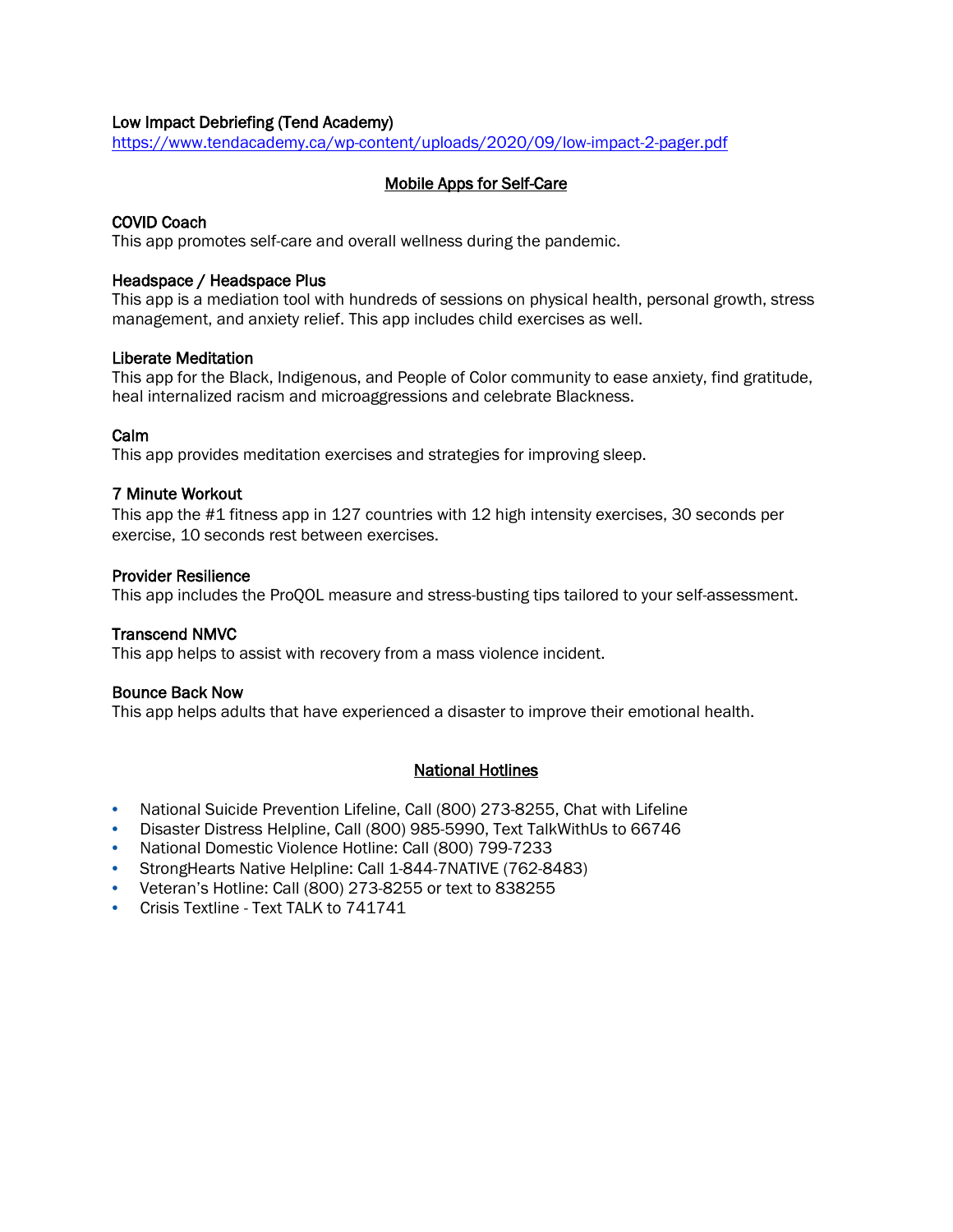**Low Impact Debriefing (Tend Academy)**
https://www.tendacademy.ca/wp-content/uploads/2020/09/low-impact-2-pager.pdf

## Mobile Apps for Self-Care

**COVID Coach**
This app promotes self-care and overall wellness during the pandemic.

**Headspace / Headspace Plus**
This app is a mediation tool with hundreds of sessions on physical health, personal growth, stress management, and anxiety relief. This app includes child exercises as well.

**Liberate Meditation**
This app for the Black, Indigenous, and People of Color community to ease anxiety, find gratitude, heal internalized racism and microaggressions and celebrate Blackness.

**Calm**
This app provides meditation exercises and strategies for improving sleep.

**7 Minute Workout**
This app the #1 fitness app in 127 countries with 12 high intensity exercises, 30 seconds per exercise, 10 seconds rest between exercises.

**Provider Resilience**
This app includes the ProQOL measure and stress-busting tips tailored to your self-assessment.

**Transcend NMVC**
This app helps to assist with recovery from a mass violence incident.

**Bounce Back Now**
This app helps adults that have experienced a disaster to improve their emotional health.

## National Hotlines

- National Suicide Prevention Lifeline, Call (800) 273-8255, Chat with Lifeline
- Disaster Distress Helpline, Call (800) 985-5990, Text TalkWithUs to 66746
- National Domestic Violence Hotline: Call (800) 799-7233
- StrongHearts Native Helpline: Call 1-844-7NATIVE (762-8483)
- Veteran's Hotline: Call (800) 273-8255 or text to 838255
- Crisis Textline - Text TALK to 741741